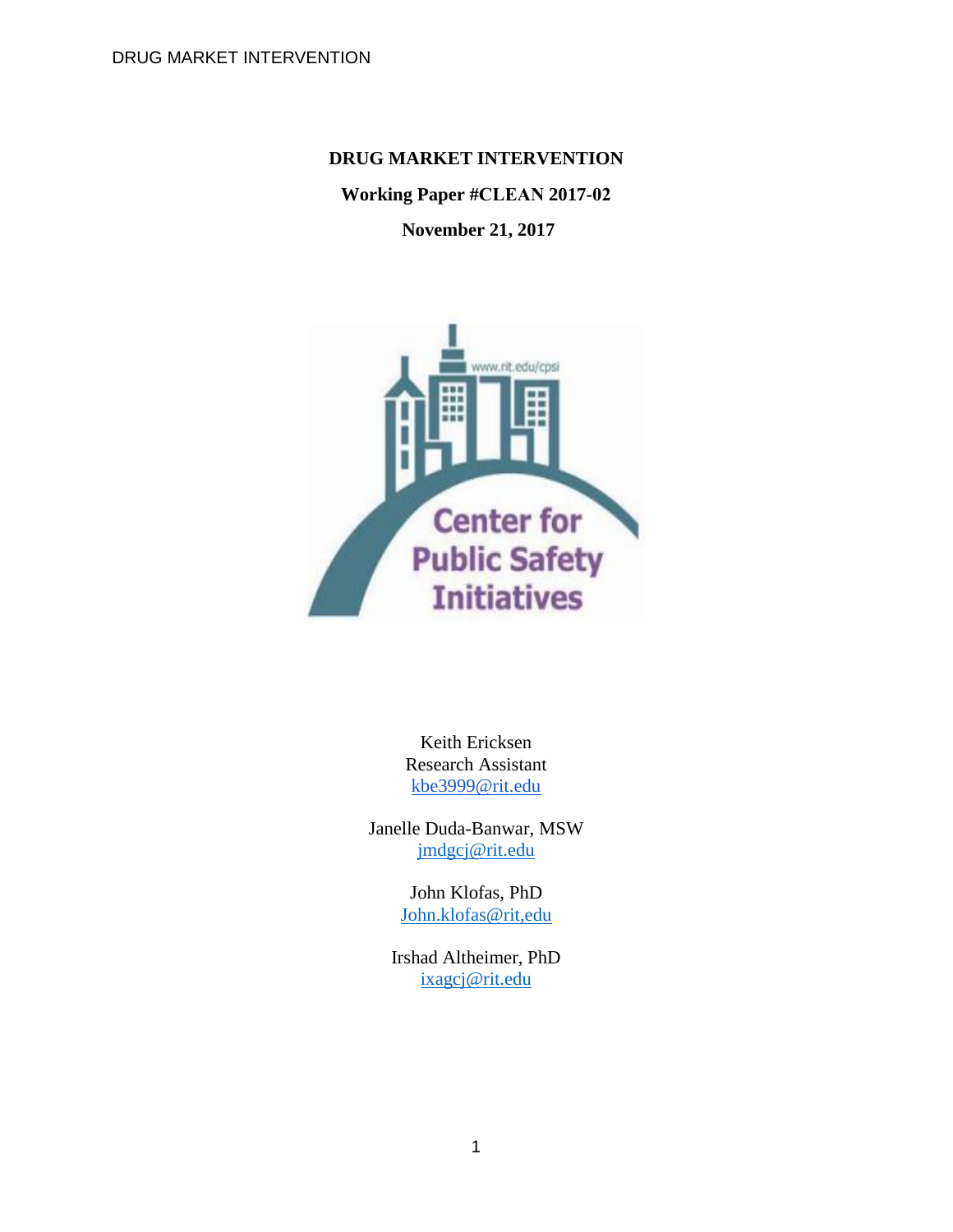# DRUG MARKET INTERVENTION

**Working Paper #CLEAN 2017-02**

**November 21, 2017**

Keith Ericksen
Research Assistant
kbe3999@rit.edu

Janelle Duda-Banwar, MSW
jmdgcj@rit.edu

John Klofas, PhD
John.klofas@rit,edu

Irshad Altheimer, PhD
ixagcj@rit.edu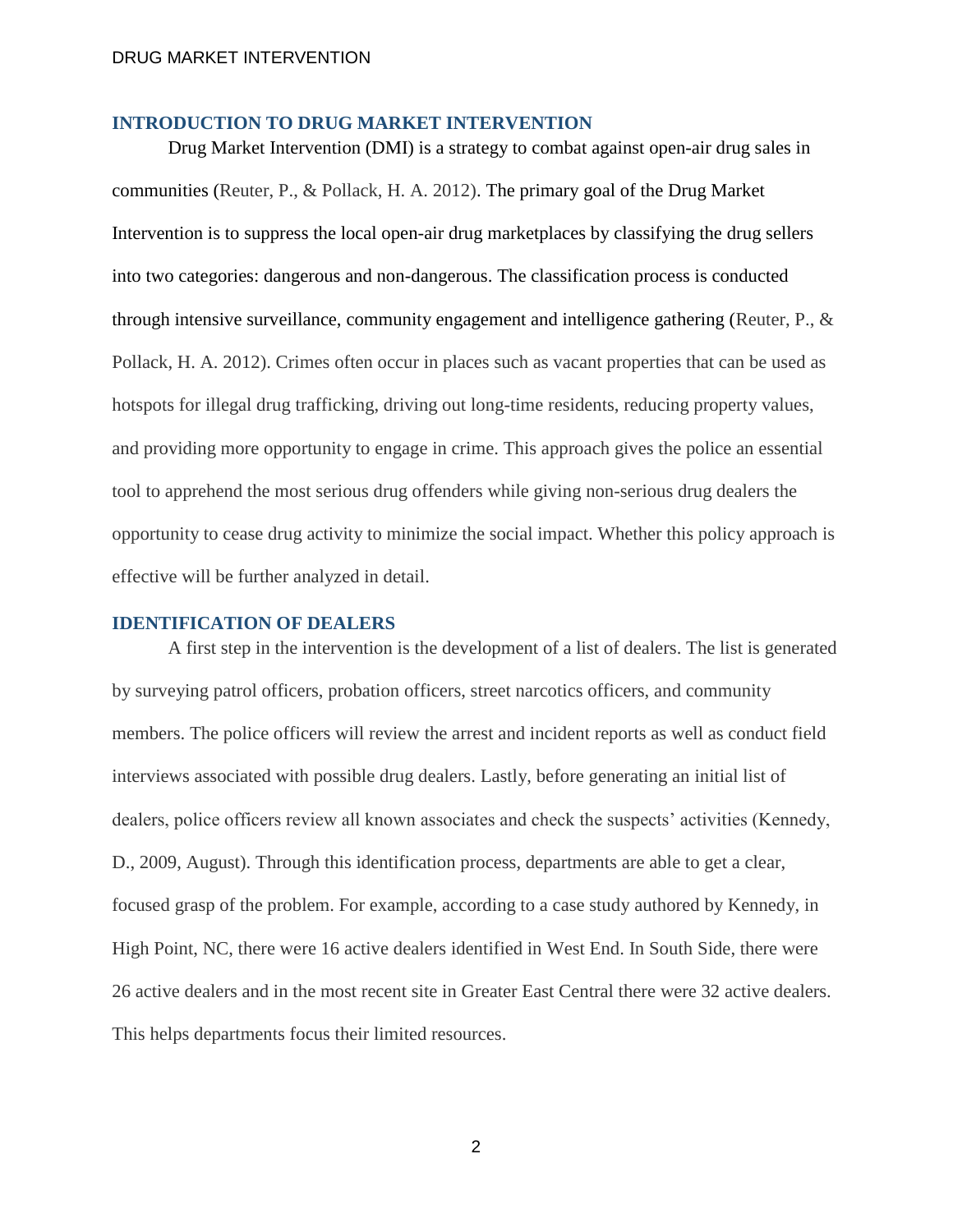## INTRODUCTION TO DRUG MARKET INTERVENTION

Drug Market Intervention (DMI) is a strategy to combat against open-air drug sales in communities (Reuter, P., & Pollack, H. A. 2012). The primary goal of the Drug Market Intervention is to suppress the local open-air drug marketplaces by classifying the drug sellers into two categories: dangerous and non-dangerous. The classification process is conducted through intensive surveillance, community engagement and intelligence gathering (Reuter, P., & Pollack, H. A. 2012). Crimes often occur in places such as vacant properties that can be used as hotspots for illegal drug trafficking, driving out long-time residents, reducing property values, and providing more opportunity to engage in crime. This approach gives the police an essential tool to apprehend the most serious drug offenders while giving non-serious drug dealers the opportunity to cease drug activity to minimize the social impact. Whether this policy approach is effective will be further analyzed in detail.

## IDENTIFICATION OF DEALERS

A first step in the intervention is the development of a list of dealers. The list is generated by surveying patrol officers, probation officers, street narcotics officers, and community members. The police officers will review the arrest and incident reports as well as conduct field interviews associated with possible drug dealers. Lastly, before generating an initial list of dealers, police officers review all known associates and check the suspects' activities (Kennedy, D., 2009, August). Through this identification process, departments are able to get a clear, focused grasp of the problem. For example, according to a case study authored by Kennedy, in High Point, NC, there were 16 active dealers identified in West End. In South Side, there were 26 active dealers and in the most recent site in Greater East Central there were 32 active dealers. This helps departments focus their limited resources.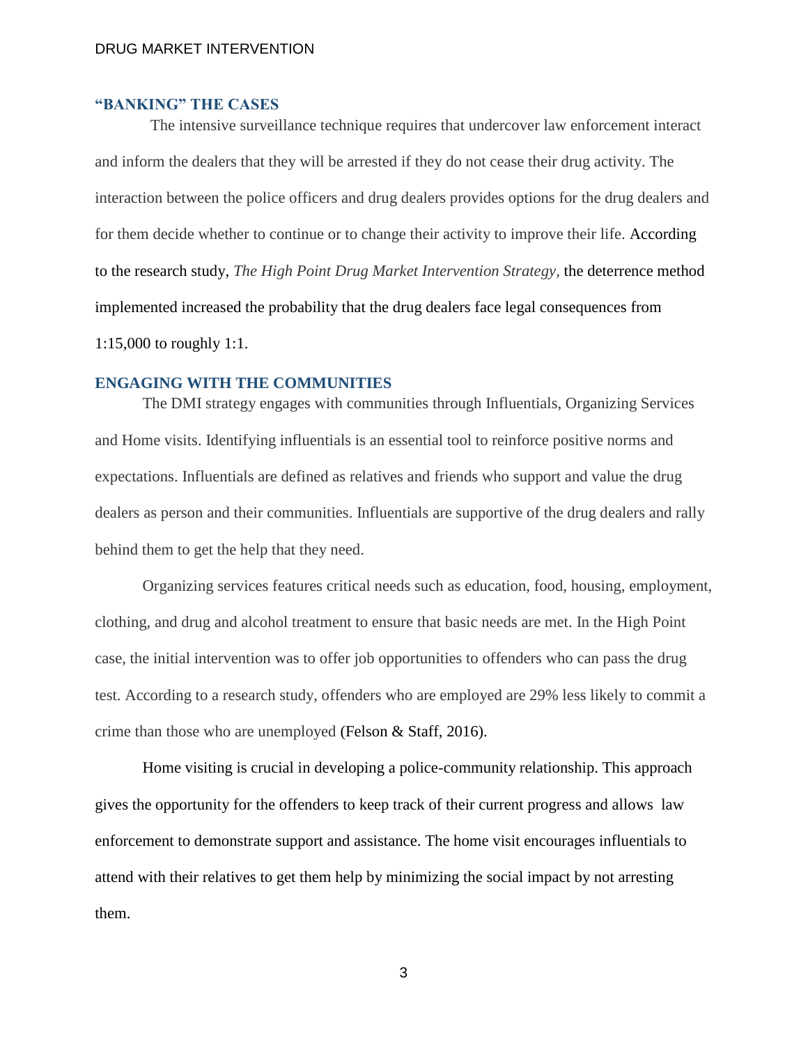## "BANKING" THE CASES

The intensive surveillance technique requires that undercover law enforcement interact and inform the dealers that they will be arrested if they do not cease their drug activity. The interaction between the police officers and drug dealers provides options for the drug dealers and for them decide whether to continue or to change their activity to improve their life. According to the research study, *The High Point Drug Market Intervention Strategy*, the deterrence method implemented increased the probability that the drug dealers face legal consequences from 1:15,000 to roughly 1:1.

## ENGAGING WITH THE COMMUNITIES

The DMI strategy engages with communities through Influentials, Organizing Services and Home visits. Identifying influentials is an essential tool to reinforce positive norms and expectations. Influentials are defined as relatives and friends who support and value the drug dealers as person and their communities. Influentials are supportive of the drug dealers and rally behind them to get the help that they need.

Organizing services features critical needs such as education, food, housing, employment, clothing, and drug and alcohol treatment to ensure that basic needs are met. In the High Point case, the initial intervention was to offer job opportunities to offenders who can pass the drug test. According to a research study, offenders who are employed are 29% less likely to commit a crime than those who are unemployed (Felson & Staff, 2016).

Home visiting is crucial in developing a police-community relationship. This approach gives the opportunity for the offenders to keep track of their current progress and allows law enforcement to demonstrate support and assistance. The home visit encourages influentials to attend with their relatives to get them help by minimizing the social impact by not arresting them.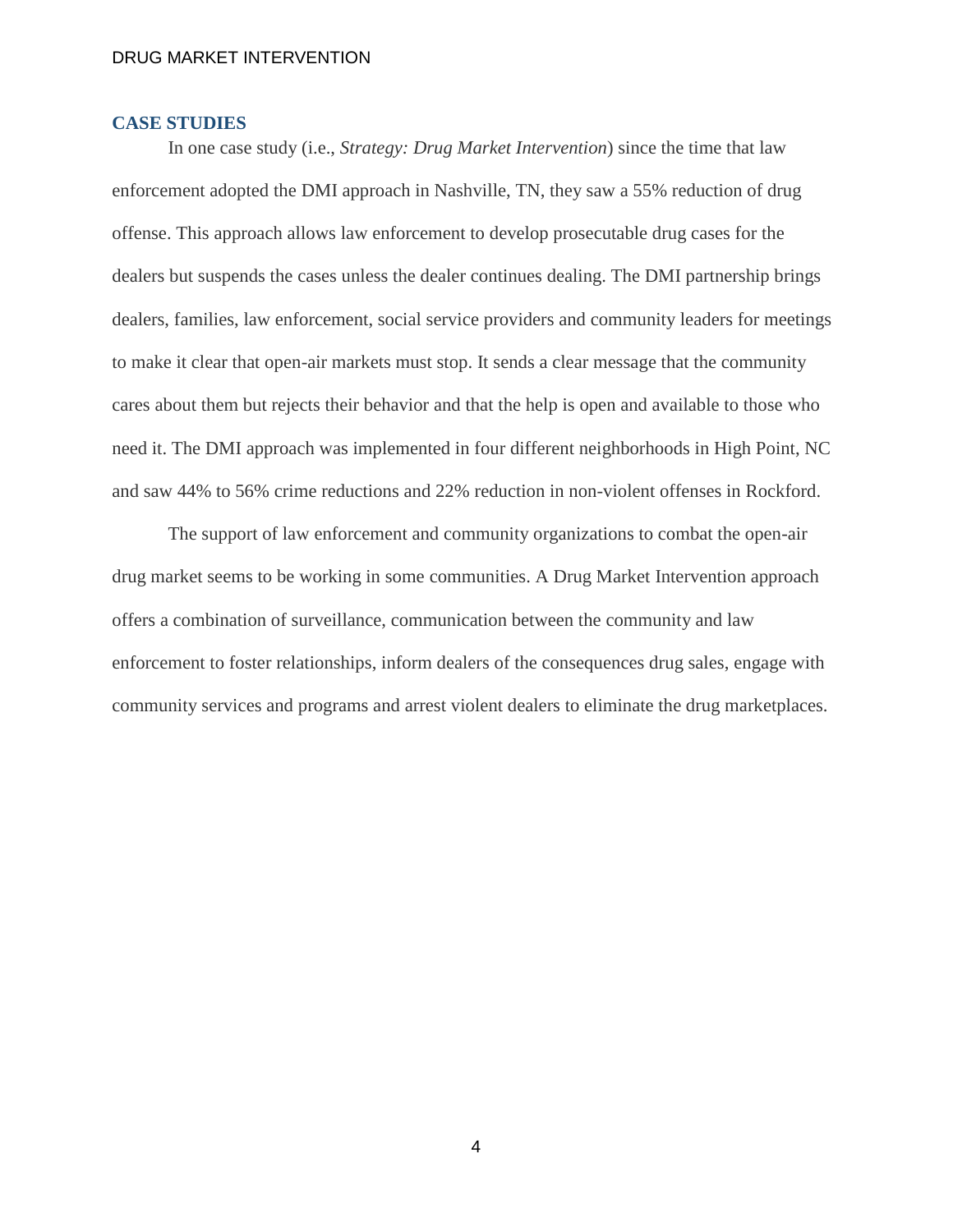## CASE STUDIES

In one case study (i.e., *Strategy: Drug Market Intervention*) since the time that law enforcement adopted the DMI approach in Nashville, TN, they saw a 55% reduction of drug offense. This approach allows law enforcement to develop prosecutable drug cases for the dealers but suspends the cases unless the dealer continues dealing. The DMI partnership brings dealers, families, law enforcement, social service providers and community leaders for meetings to make it clear that open-air markets must stop. It sends a clear message that the community cares about them but rejects their behavior and that the help is open and available to those who need it. The DMI approach was implemented in four different neighborhoods in High Point, NC and saw 44% to 56% crime reductions and 22% reduction in non-violent offenses in Rockford.

The support of law enforcement and community organizations to combat the open-air drug market seems to be working in some communities. A Drug Market Intervention approach offers a combination of surveillance, communication between the community and law enforcement to foster relationships, inform dealers of the consequences drug sales, engage with community services and programs and arrest violent dealers to eliminate the drug marketplaces.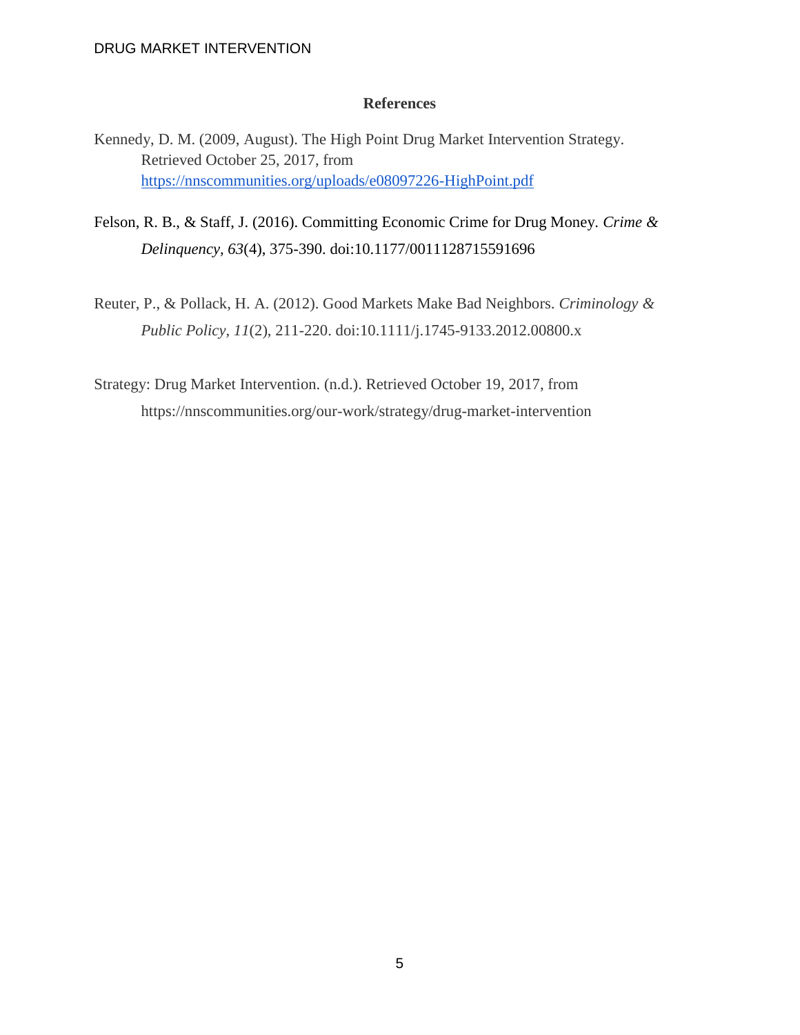## References

Kennedy, D. M. (2009, August). The High Point Drug Market Intervention Strategy. Retrieved October 25, 2017, from https://nnscommunities.org/uploads/e08097226-HighPoint.pdf

Felson, R. B., & Staff, J. (2016). Committing Economic Crime for Drug Money. *Crime & Delinquency, 63*(4), 375-390. doi:10.1177/0011128715591696

Reuter, P., & Pollack, H. A. (2012). Good Markets Make Bad Neighbors. *Criminology & Public Policy, 11*(2), 211-220. doi:10.1111/j.1745-9133.2012.00800.x

Strategy: Drug Market Intervention. (n.d.). Retrieved October 19, 2017, from https://nnscommunities.org/our-work/strategy/drug-market-intervention